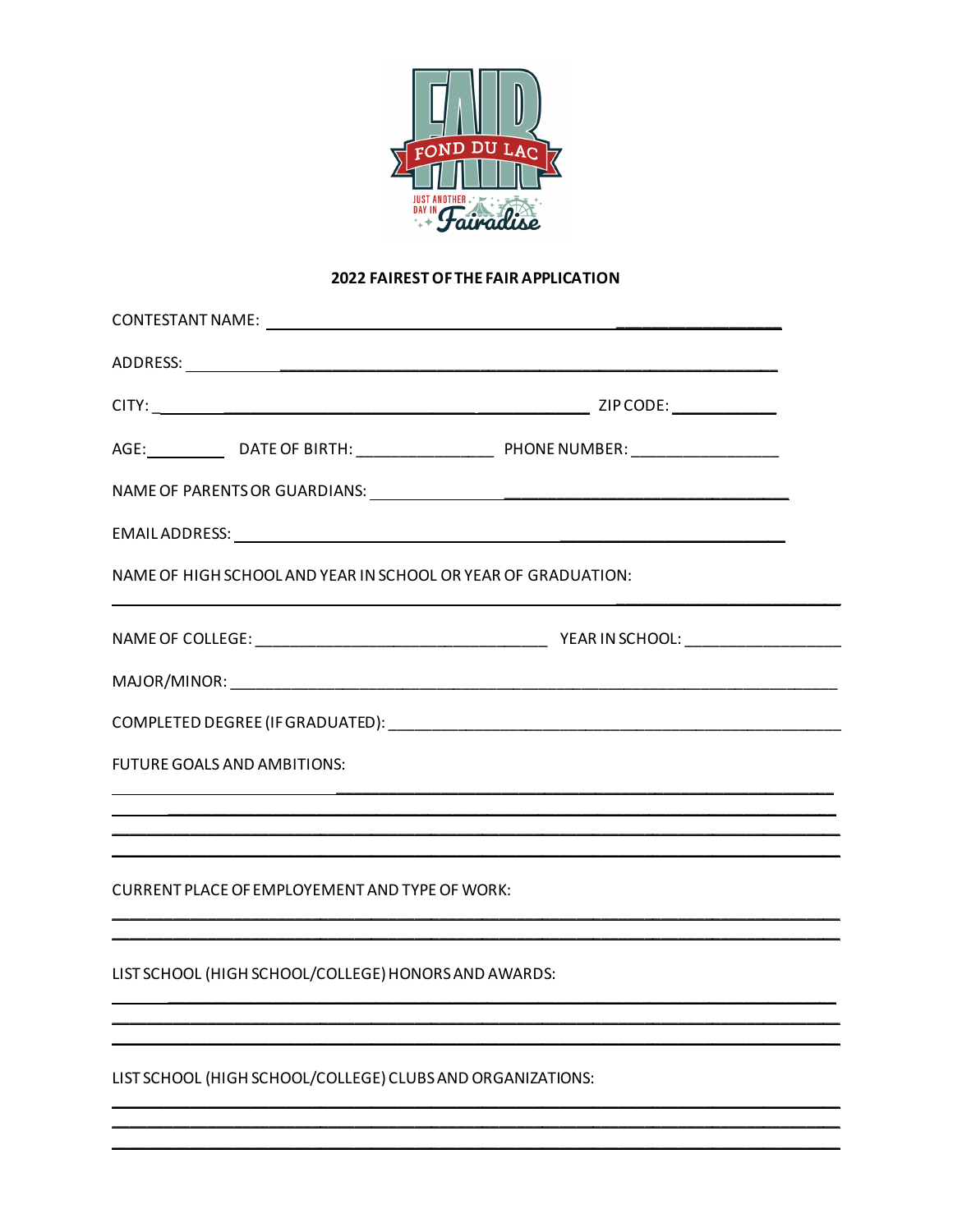FAIR FOND DU LAC JUST ANOTHER DAY IN Fairadise

**2022 FAIREST OF THE FAIR APPLICATION**

CONTESTANT NAME: ______________________________

ADDRESS: ______________________________

CITY: ______________________________ ZIP CODE: __________

AGE: ________ DATE OF BIRTH: ______________ PHONE NUMBER: ______________

NAME OF PARENTS OR GUARDIANS: ______________________________

EMAIL ADDRESS: ______________________________

NAME OF HIGH SCHOOL AND YEAR IN SCHOOL OR YEAR OF GRADUATION:

______________________________

NAME OF COLLEGE: ______________________________ YEAR IN SCHOOL: ______________

MAJOR/MINOR: ______________________________

COMPLETED DEGREE (IF GRADUATED): ______________________________

FUTURE GOALS AND AMBITIONS:

______________________________

______________________________

______________________________

______________________________

CURRENT PLACE OF EMPLOYEMENT AND TYPE OF WORK:

______________________________

______________________________

LIST SCHOOL (HIGH SCHOOL/COLLEGE) HONORS AND AWARDS:

______________________________

______________________________

______________________________

LIST SCHOOL (HIGH SCHOOL/COLLEGE) CLUBS AND ORGANIZATIONS:

______________________________

______________________________

______________________________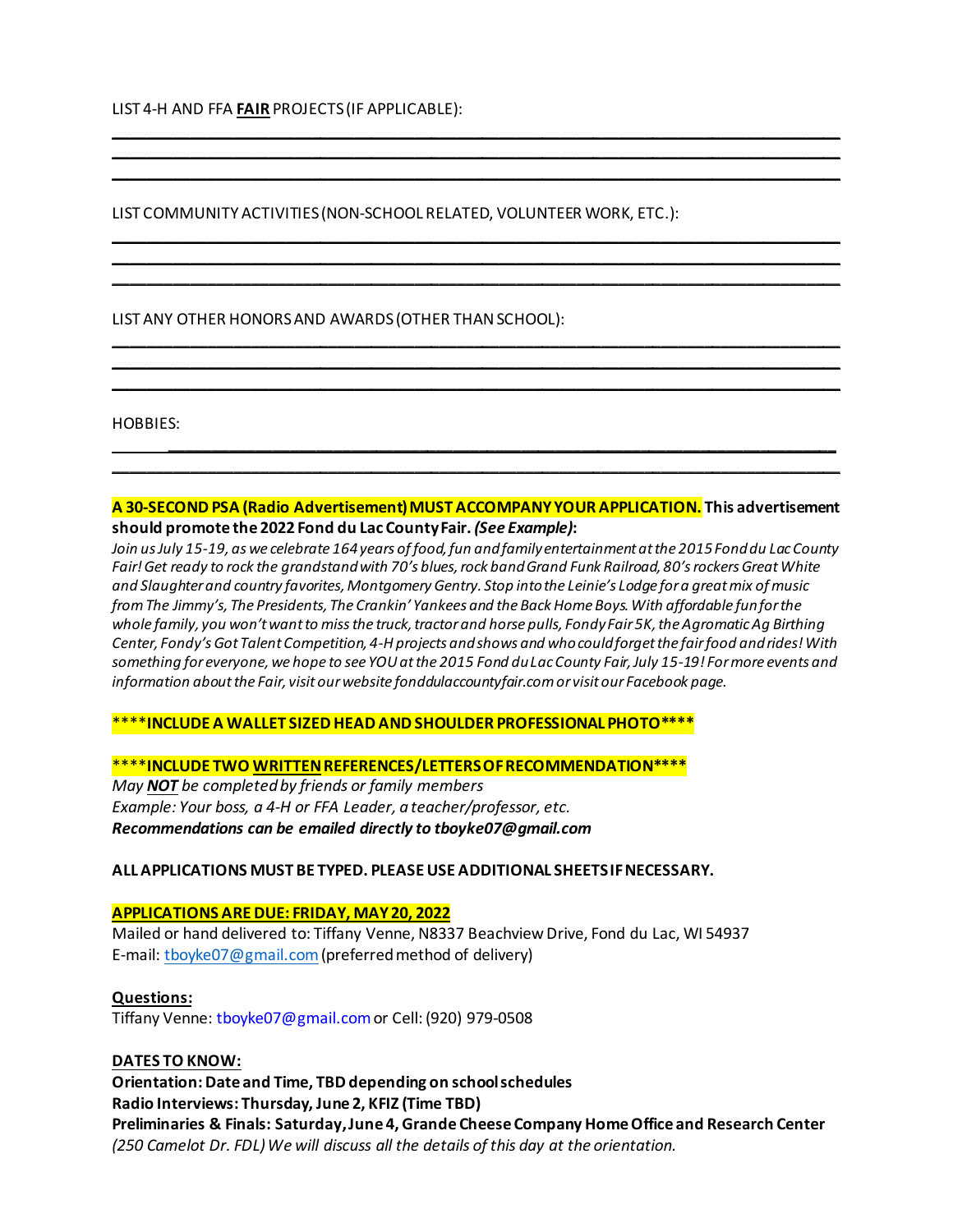LIST 4-H AND FFA **FAIR** PROJECTS (IF APPLICABLE):

______________________________________________________________________________
______________________________________________________________________________
______________________________________________________________________________

LIST COMMUNITY ACTIVITIES (NON-SCHOOL RELATED, VOLUNTEER WORK, ETC.):

______________________________________________________________________________
______________________________________________________________________________
______________________________________________________________________________

LIST ANY OTHER HONORS AND AWARDS (OTHER THAN SCHOOL):

______________________________________________________________________________
______________________________________________________________________________
______________________________________________________________________________

HOBBIES:

______________________________________________________________________________
______________________________________________________________________________

**A 30-SECOND PSA (Radio Advertisement) MUST ACCOMPANY YOUR APPLICATION. This advertisement should promote the 2022 Fond du Lac County Fair.** ***(See Example)*:**

*Join us July 15-19, as we celebrate 164 years of food, fun and family entertainment at the 2015 Fond du Lac County Fair! Get ready to rock the grandstand with 70's blues, rock band Grand Funk Railroad, 80's rockers Great White and Slaughter and country favorites, Montgomery Gentry. Stop into the Leinie's Lodge for a great mix of music from The Jimmy's, The Presidents, The Crankin' Yankees and the Back Home Boys. With affordable fun for the whole family, you won't want to miss the truck, tractor and horse pulls, Fondy Fair 5K, the Agromatic Ag Birthing Center, Fondy's Got Talent Competition, 4-H projects and shows and who could forget the fair food and rides! With something for everyone, we hope to see YOU at the 2015 Fond du Lac County Fair, July 15-19! For more events and information about the Fair, visit our website fonddulaccountyfair.com or visit our Facebook page.*

**\*\*\*\*INCLUDE A WALLET SIZED HEAD AND SHOULDER PROFESSIONAL PHOTO\*\*\*\***

**\*\*\*\*INCLUDE TWO <u>WRITTEN</u> REFERENCES/LETTERS OF RECOMMENDATION\*\*\*\***

*May **NOT** be completed by friends or family members*

*Example: Your boss, a 4-H or FFA Leader, a teacher/professor, etc.*

***Recommendations can be emailed directly to tboyke07@gmail.com***

**ALL APPLICATIONS MUST BE TYPED. PLEASE USE ADDITIONAL SHEETS IF NECESSARY.**

**<u>APPLICATIONS ARE DUE: FRIDAY, MAY 20, 2022</u>**

Mailed or hand delivered to: Tiffany Venne, N8337 Beachview Drive, Fond du Lac, WI 54937

E-mail: tboyke07@gmail.com (preferred method of delivery)

**<u>Questions:</u>**

Tiffany Venne: tboyke07@gmail.com or Cell: (920) 979-0508

**<u>DATES TO KNOW:</u>**

**Orientation: Date and Time, TBD depending on school schedules**

**Radio Interviews: Thursday, June 2, KFIZ (Time TBD)**

**Preliminaries & Finals: Saturday, June 4, Grande Cheese Company Home Office and Research Center**

*(250 Camelot Dr. FDL) We will discuss all the details of this day at the orientation.*